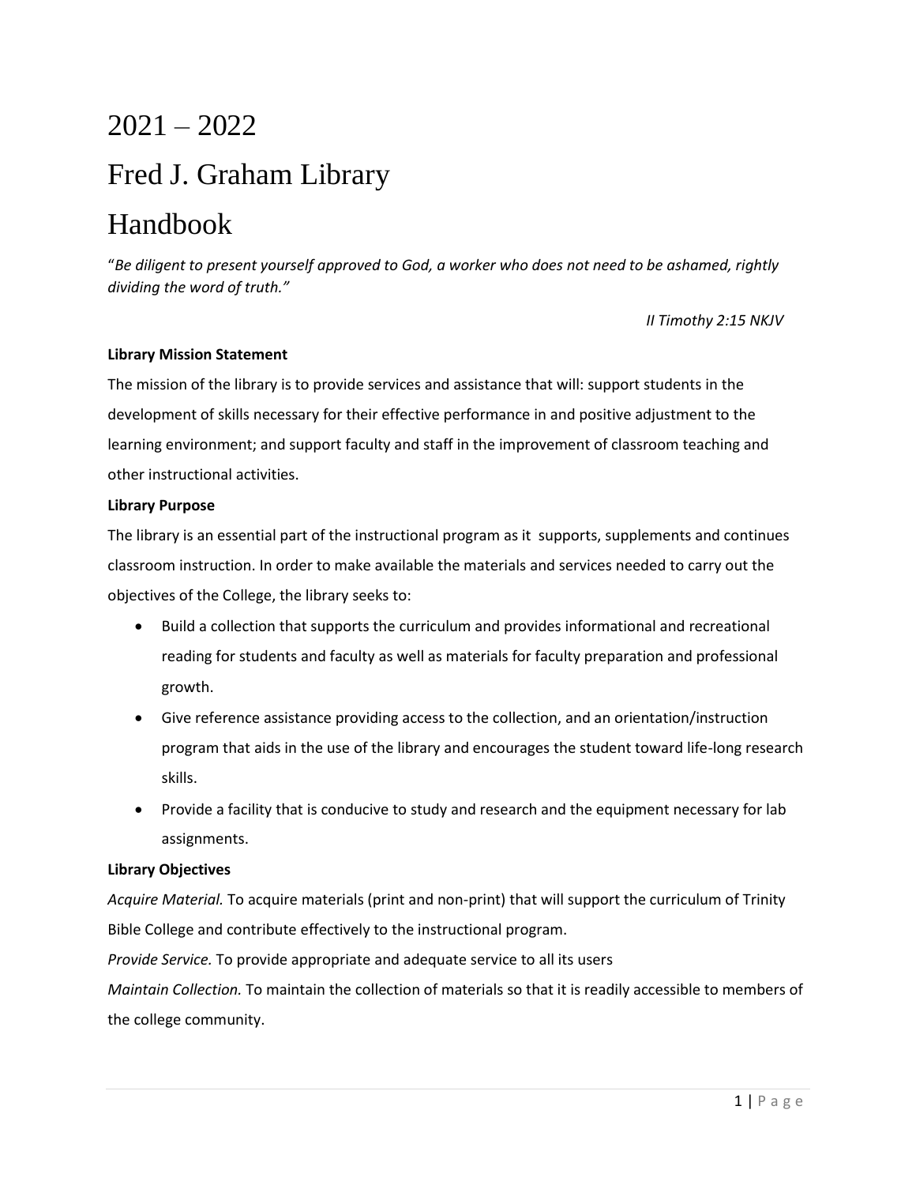# 2021 – 2022

# Fred J. Graham Library

# Handbook

"*Be diligent to present yourself approved to God, a worker who does not need to be ashamed, rightly dividing the word of truth.*"

*II Timothy 2:15 NKJV*

**Library Mission Statement**

The mission of the library is to provide services and assistance that will: support students in the development of skills necessary for their effective performance in and positive adjustment to the learning environment; and support faculty and staff in the improvement of classroom teaching and other instructional activities.

**Library Purpose**

The library is an essential part of the instructional program as it supports, supplements and continues classroom instruction. In order to make available the materials and services needed to carry out the objectives of the College, the library seeks to:

- Build a collection that supports the curriculum and provides informational and recreational reading for students and faculty as well as materials for faculty preparation and professional growth.
- Give reference assistance providing access to the collection, and an orientation/instruction program that aids in the use of the library and encourages the student toward life-long research skills.
- Provide a facility that is conducive to study and research and the equipment necessary for lab assignments.

**Library Objectives**

*Acquire Material.* To acquire materials (print and non-print) that will support the curriculum of Trinity Bible College and contribute effectively to the instructional program.

*Provide Service.* To provide appropriate and adequate service to all its users

*Maintain Collection.* To maintain the collection of materials so that it is readily accessible to members of the college community.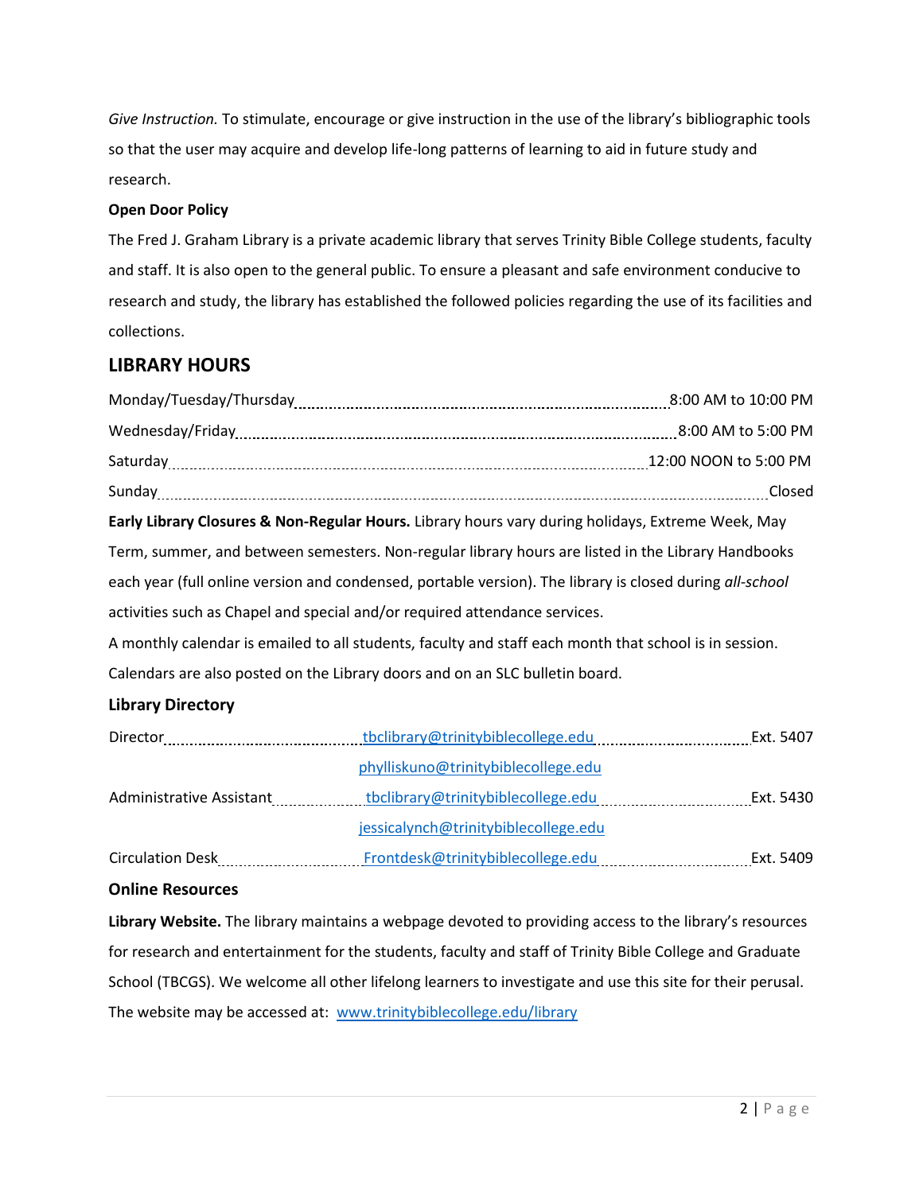*Give Instruction.* To stimulate, encourage or give instruction in the use of the library's bibliographic tools so that the user may acquire and develop life-long patterns of learning to aid in future study and research.

**Open Door Policy**

The Fred J. Graham Library is a private academic library that serves Trinity Bible College students, faculty and staff. It is also open to the general public. To ensure a pleasant and safe environment conducive to research and study, the library has established the followed policies regarding the use of its facilities and collections.

## LIBRARY HOURS

| Day | Hours |
| --- | --- |
| Monday/Tuesday/Thursday | 8:00 AM to 10:00 PM |
| Wednesday/Friday | 8:00 AM to 5:00 PM |
| Saturday | 12:00 NOON to 5:00 PM |
| Sunday | Closed |

**Early Library Closures & Non-Regular Hours.** Library hours vary during holidays, Extreme Week, May Term, summer, and between semesters. Non-regular library hours are listed in the Library Handbooks each year (full online version and condensed, portable version). The library is closed during *all-school* activities such as Chapel and special and/or required attendance services.

A monthly calendar is emailed to all students, faculty and staff each month that school is in session. Calendars are also posted on the Library doors and on an SLC bulletin board.

### Library Directory

| Position | Email | Extension |
| --- | --- | --- |
| Director | tbclibrary@trinitybiblecollege.edu<br>phylliskuno@trinitybiblecollege.edu | Ext. 5407 |
| Administrative Assistant | tbclibrary@trinitybiblecollege.edu<br>jessicalynch@trinitybiblecollege.edu | Ext. 5430 |
| Circulation Desk | Frontdesk@trinitybiblecollege.edu | Ext. 5409 |

### Online Resources

**Library Website.** The library maintains a webpage devoted to providing access to the library's resources for research and entertainment for the students, faculty and staff of Trinity Bible College and Graduate School (TBCGS). We welcome all other lifelong learners to investigate and use this site for their perusal. The website may be accessed at: www.trinitybiblecollege.edu/library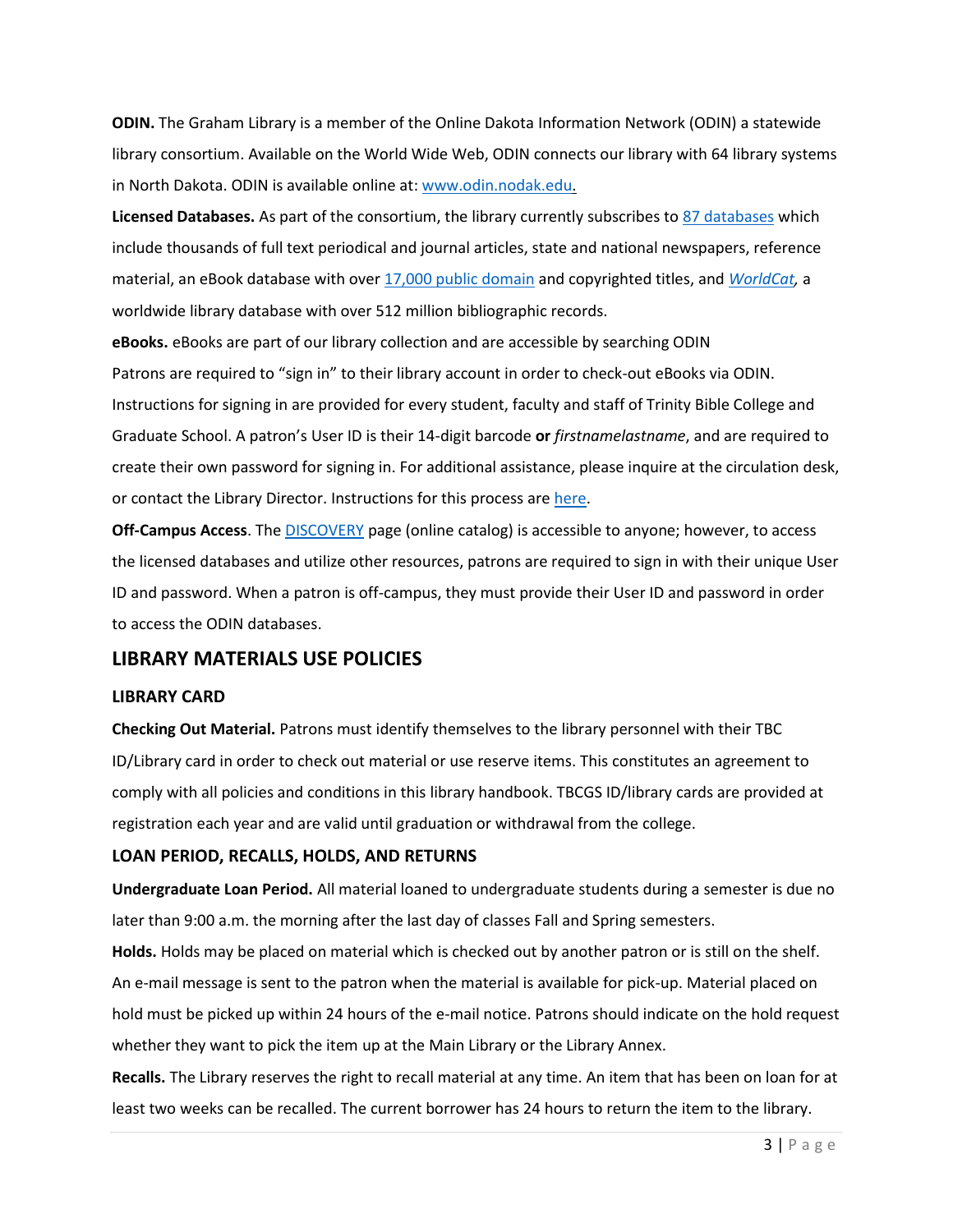**ODIN.** The Graham Library is a member of the Online Dakota Information Network (ODIN) a statewide library consortium. Available on the World Wide Web, ODIN connects our library with 64 library systems in North Dakota. ODIN is available online at: www.odin.nodak.edu.

**Licensed Databases.** As part of the consortium, the library currently subscribes to 87 databases which include thousands of full text periodical and journal articles, state and national newspapers, reference material, an eBook database with over 17,000 public domain and copyrighted titles, and *WorldCat,* a worldwide library database with over 512 million bibliographic records.

**eBooks.** eBooks are part of our library collection and are accessible by searching ODIN Patrons are required to "sign in" to their library account in order to check-out eBooks via ODIN. Instructions for signing in are provided for every student, faculty and staff of Trinity Bible College and Graduate School. A patron's User ID is their 14-digit barcode **or** *firstnamelastname*, and are required to create their own password for signing in. For additional assistance, please inquire at the circulation desk, or contact the Library Director. Instructions for this process are here.

**Off-Campus Access**. The DISCOVERY page (online catalog) is accessible to anyone; however, to access the licensed databases and utilize other resources, patrons are required to sign in with their unique User ID and password. When a patron is off-campus, they must provide their User ID and password in order to access the ODIN databases.

## LIBRARY MATERIALS USE POLICIES

### LIBRARY CARD

**Checking Out Material.** Patrons must identify themselves to the library personnel with their TBC ID/Library card in order to check out material or use reserve items. This constitutes an agreement to comply with all policies and conditions in this library handbook. TBCGS ID/library cards are provided at registration each year and are valid until graduation or withdrawal from the college.

### LOAN PERIOD, RECALLS, HOLDS, AND RETURNS

**Undergraduate Loan Period.** All material loaned to undergraduate students during a semester is due no later than 9:00 a.m. the morning after the last day of classes Fall and Spring semesters.

**Holds.** Holds may be placed on material which is checked out by another patron or is still on the shelf. An e-mail message is sent to the patron when the material is available for pick-up. Material placed on hold must be picked up within 24 hours of the e-mail notice. Patrons should indicate on the hold request whether they want to pick the item up at the Main Library or the Library Annex.

**Recalls.** The Library reserves the right to recall material at any time. An item that has been on loan for at least two weeks can be recalled. The current borrower has 24 hours to return the item to the library.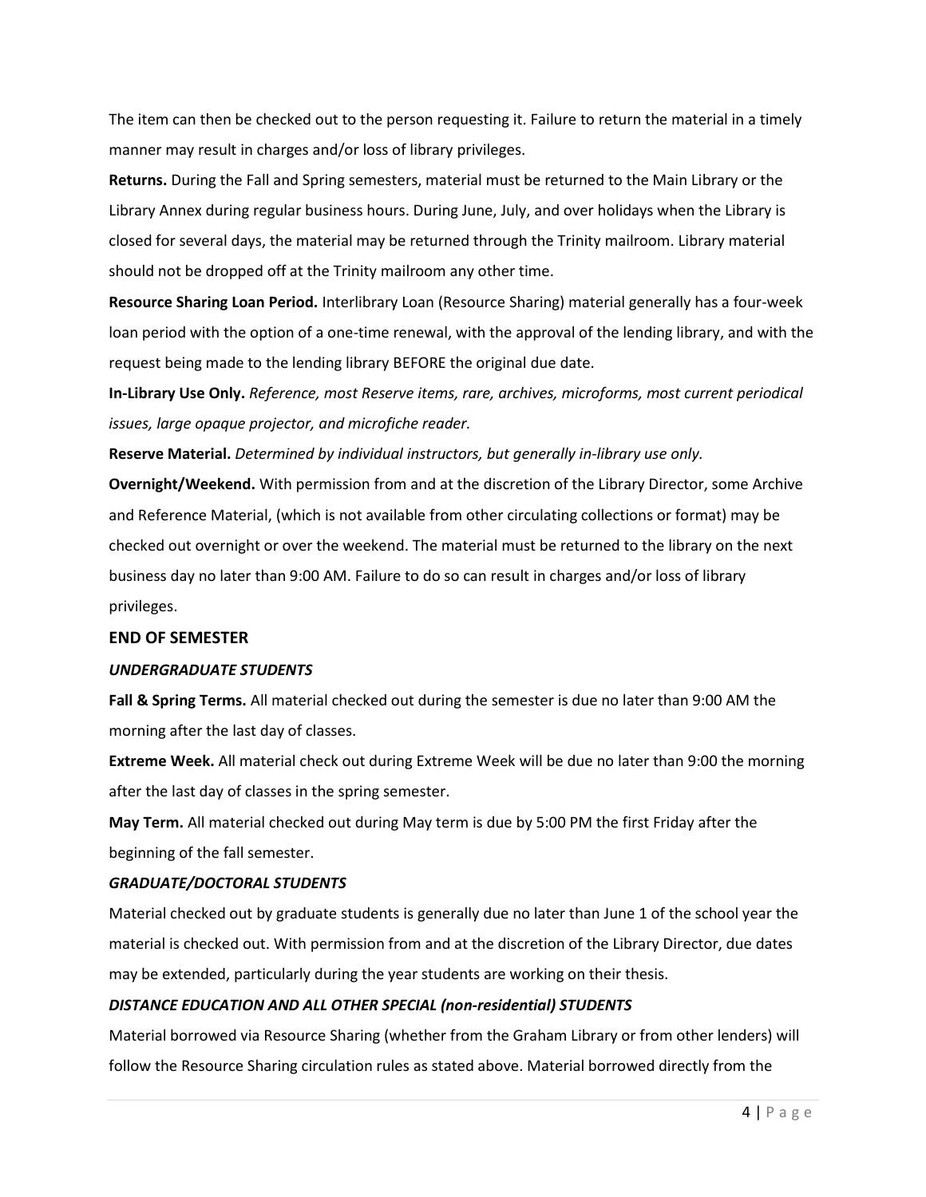The item can then be checked out to the person requesting it. Failure to return the material in a timely manner may result in charges and/or loss of library privileges.

**Returns.** During the Fall and Spring semesters, material must be returned to the Main Library or the Library Annex during regular business hours. During June, July, and over holidays when the Library is closed for several days, the material may be returned through the Trinity mailroom. Library material should not be dropped off at the Trinity mailroom any other time.

**Resource Sharing Loan Period.** Interlibrary Loan (Resource Sharing) material generally has a four-week loan period with the option of a one-time renewal, with the approval of the lending library, and with the request being made to the lending library BEFORE the original due date.

**In-Library Use Only.** *Reference, most Reserve items, rare, archives, microforms, most current periodical issues, large opaque projector, and microfiche reader.*

**Reserve Material.** *Determined by individual instructors, but generally in-library use only.*

**Overnight/Weekend.** With permission from and at the discretion of the Library Director, some Archive and Reference Material, (which is not available from other circulating collections or format) may be checked out overnight or over the weekend. The material must be returned to the library on the next business day no later than 9:00 AM. Failure to do so can result in charges and/or loss of library privileges.

## END OF SEMESTER

### *UNDERGRADUATE STUDENTS*

**Fall & Spring Terms.** All material checked out during the semester is due no later than 9:00 AM the morning after the last day of classes.

**Extreme Week.** All material check out during Extreme Week will be due no later than 9:00 the morning after the last day of classes in the spring semester.

**May Term.** All material checked out during May term is due by 5:00 PM the first Friday after the beginning of the fall semester.

### *GRADUATE/DOCTORAL STUDENTS*

Material checked out by graduate students is generally due no later than June 1 of the school year the material is checked out. With permission from and at the discretion of the Library Director, due dates may be extended, particularly during the year students are working on their thesis.

### *DISTANCE EDUCATION AND ALL OTHER SPECIAL (non-residential) STUDENTS*

Material borrowed via Resource Sharing (whether from the Graham Library or from other lenders) will follow the Resource Sharing circulation rules as stated above. Material borrowed directly from the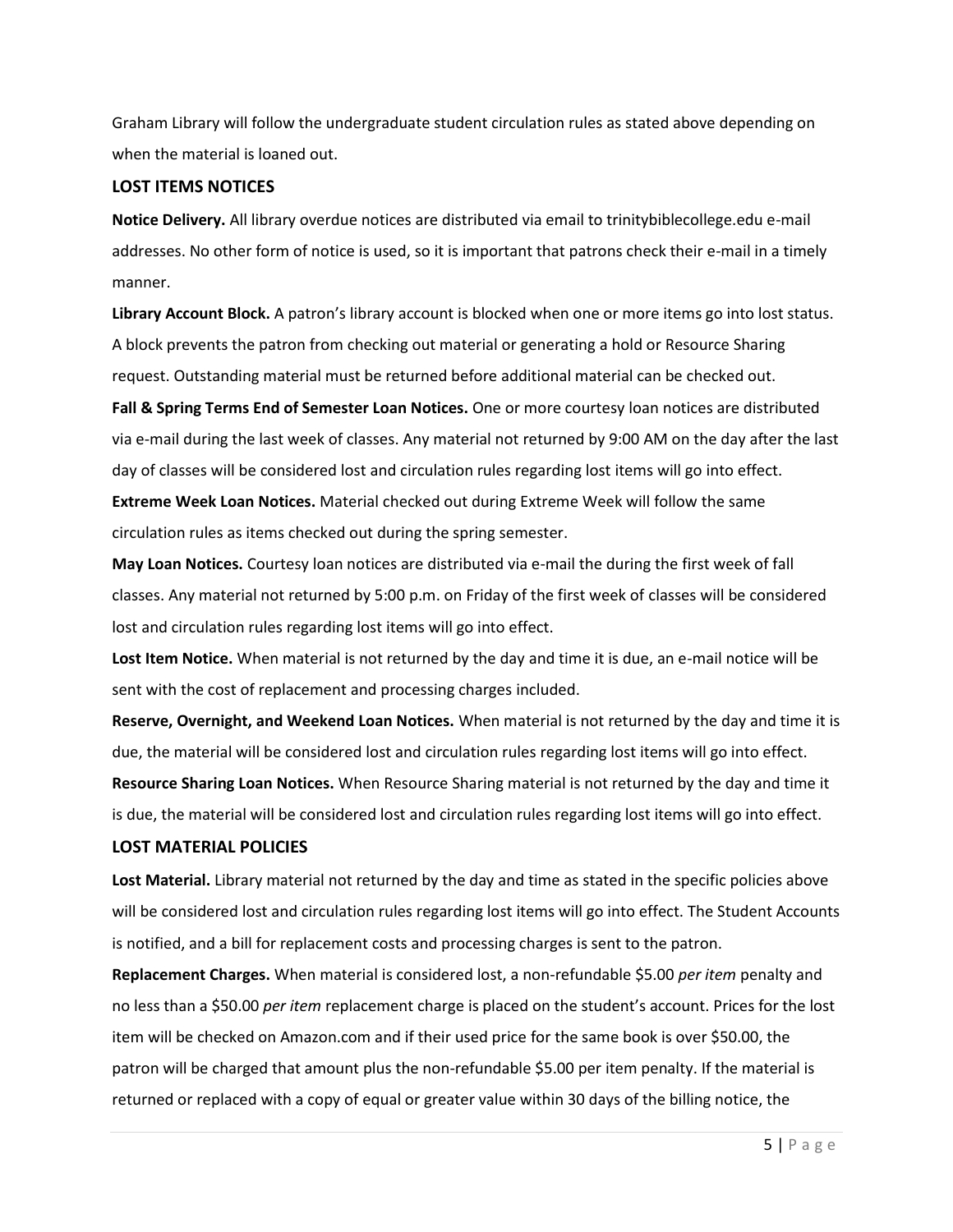Graham Library will follow the undergraduate student circulation rules as stated above depending on when the material is loaned out.

## LOST ITEMS NOTICES

**Notice Delivery.** All library overdue notices are distributed via email to trinitybiblecollege.edu e-mail addresses. No other form of notice is used, so it is important that patrons check their e-mail in a timely manner.

**Library Account Block.** A patron's library account is blocked when one or more items go into lost status. A block prevents the patron from checking out material or generating a hold or Resource Sharing request. Outstanding material must be returned before additional material can be checked out.

**Fall & Spring Terms End of Semester Loan Notices.** One or more courtesy loan notices are distributed via e-mail during the last week of classes. Any material not returned by 9:00 AM on the day after the last day of classes will be considered lost and circulation rules regarding lost items will go into effect.

**Extreme Week Loan Notices.** Material checked out during Extreme Week will follow the same circulation rules as items checked out during the spring semester.

**May Loan Notices.** Courtesy loan notices are distributed via e-mail the during the first week of fall classes. Any material not returned by 5:00 p.m. on Friday of the first week of classes will be considered lost and circulation rules regarding lost items will go into effect.

**Lost Item Notice.** When material is not returned by the day and time it is due, an e-mail notice will be sent with the cost of replacement and processing charges included.

**Reserve, Overnight, and Weekend Loan Notices.** When material is not returned by the day and time it is due, the material will be considered lost and circulation rules regarding lost items will go into effect.

**Resource Sharing Loan Notices.** When Resource Sharing material is not returned by the day and time it is due, the material will be considered lost and circulation rules regarding lost items will go into effect.

## LOST MATERIAL POLICIES

**Lost Material.** Library material not returned by the day and time as stated in the specific policies above will be considered lost and circulation rules regarding lost items will go into effect. The Student Accounts is notified, and a bill for replacement costs and processing charges is sent to the patron.

**Replacement Charges.** When material is considered lost, a non-refundable $5.00 *per item* penalty and no less than a $50.00 *per item* replacement charge is placed on the student's account. Prices for the lost item will be checked on Amazon.com and if their used price for the same book is over $50.00, the patron will be charged that amount plus the non-refundable $5.00 per item penalty. If the material is returned or replaced with a copy of equal or greater value within 30 days of the billing notice, the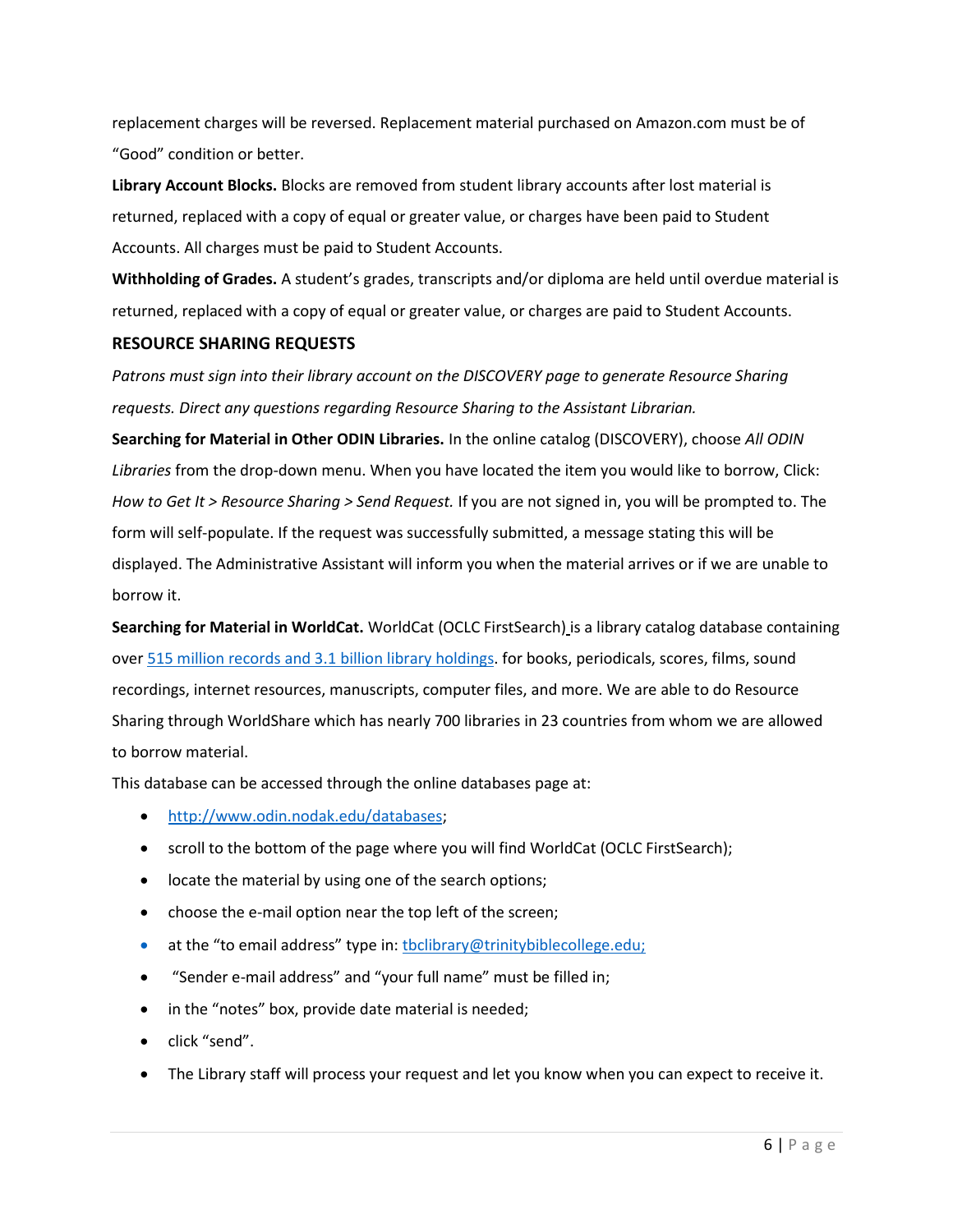replacement charges will be reversed. Replacement material purchased on Amazon.com must be of "Good" condition or better.

**Library Account Blocks.** Blocks are removed from student library accounts after lost material is returned, replaced with a copy of equal or greater value, or charges have been paid to Student Accounts. All charges must be paid to Student Accounts.

**Withholding of Grades.** A student's grades, transcripts and/or diploma are held until overdue material is returned, replaced with a copy of equal or greater value, or charges are paid to Student Accounts.

## RESOURCE SHARING REQUESTS

*Patrons must sign into their library account on the DISCOVERY page to generate Resource Sharing requests. Direct any questions regarding Resource Sharing to the Assistant Librarian.*

**Searching for Material in Other ODIN Libraries.** In the online catalog (DISCOVERY), choose *All ODIN Libraries* from the drop-down menu. When you have located the item you would like to borrow, Click: *How to Get It > Resource Sharing > Send Request.* If you are not signed in, you will be prompted to. The form will self-populate. If the request was successfully submitted, a message stating this will be displayed. The Administrative Assistant will inform you when the material arrives or if we are unable to borrow it.

**Searching for Material in WorldCat.** WorldCat (OCLC FirstSearch) is a library catalog database containing over 515 million records and 3.1 billion library holdings. for books, periodicals, scores, films, sound recordings, internet resources, manuscripts, computer files, and more. We are able to do Resource Sharing through WorldShare which has nearly 700 libraries in 23 countries from whom we are allowed to borrow material.

This database can be accessed through the online databases page at:

- http://www.odin.nodak.edu/databases;
- scroll to the bottom of the page where you will find WorldCat (OCLC FirstSearch);
- locate the material by using one of the search options;
- choose the e-mail option near the top left of the screen;
- at the "to email address" type in: tbclibrary@trinitybiblecollege.edu;
- "Sender e-mail address" and "your full name" must be filled in;
- in the "notes" box, provide date material is needed;
- click "send".
- The Library staff will process your request and let you know when you can expect to receive it.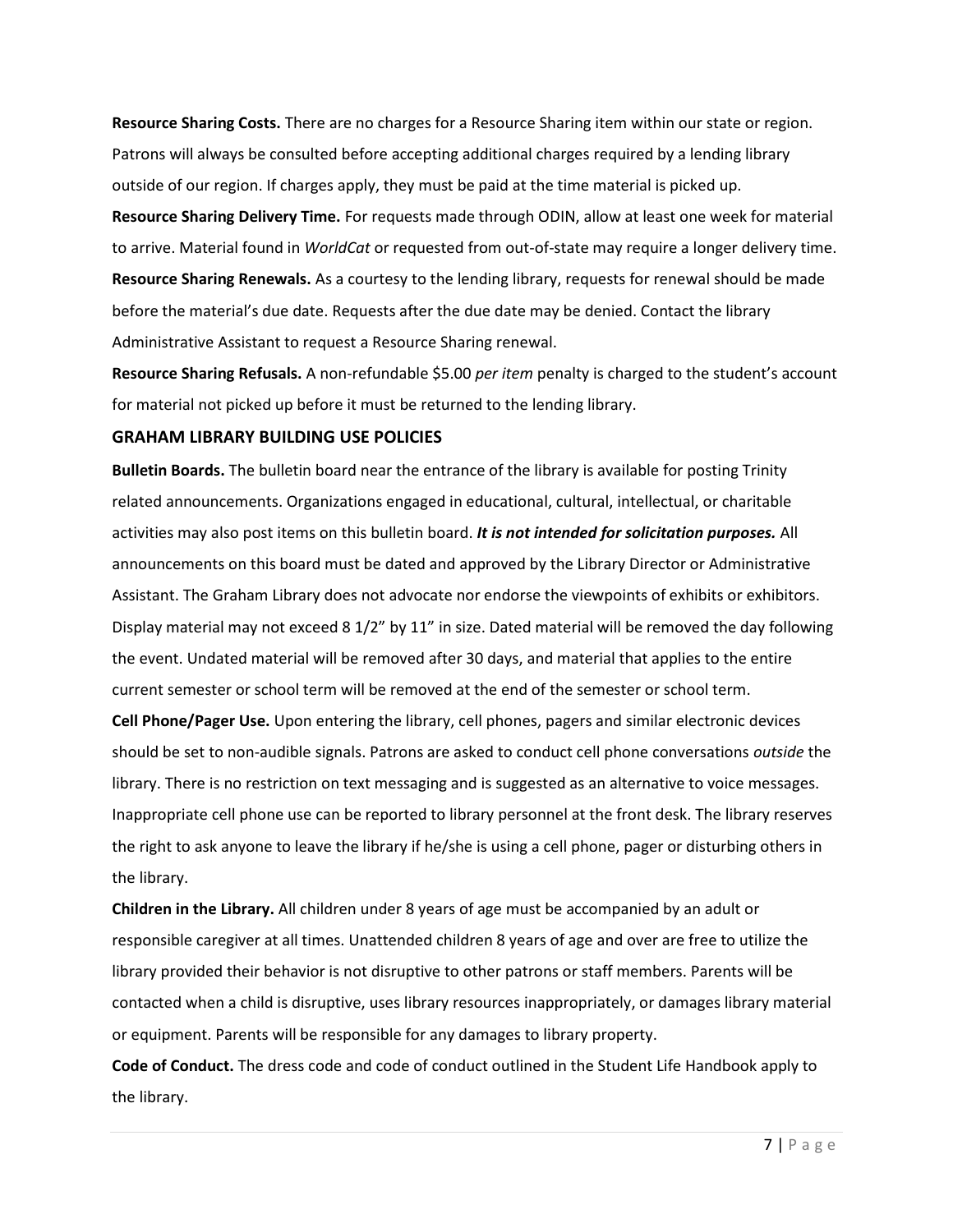**Resource Sharing Costs.** There are no charges for a Resource Sharing item within our state or region. Patrons will always be consulted before accepting additional charges required by a lending library outside of our region. If charges apply, they must be paid at the time material is picked up.

**Resource Sharing Delivery Time.** For requests made through ODIN, allow at least one week for material to arrive. Material found in *WorldCat* or requested from out-of-state may require a longer delivery time.

**Resource Sharing Renewals.** As a courtesy to the lending library, requests for renewal should be made before the material's due date. Requests after the due date may be denied. Contact the library Administrative Assistant to request a Resource Sharing renewal.

**Resource Sharing Refusals.** A non-refundable $5.00 *per item* penalty is charged to the student's account for material not picked up before it must be returned to the lending library.

## GRAHAM LIBRARY BUILDING USE POLICIES

**Bulletin Boards.** The bulletin board near the entrance of the library is available for posting Trinity related announcements. Organizations engaged in educational, cultural, intellectual, or charitable activities may also post items on this bulletin board. ***It is not intended for solicitation purposes.*** All announcements on this board must be dated and approved by the Library Director or Administrative Assistant. The Graham Library does not advocate nor endorse the viewpoints of exhibits or exhibitors. Display material may not exceed 8 1/2" by 11" in size. Dated material will be removed the day following the event. Undated material will be removed after 30 days, and material that applies to the entire current semester or school term will be removed at the end of the semester or school term.

**Cell Phone/Pager Use.** Upon entering the library, cell phones, pagers and similar electronic devices should be set to non-audible signals. Patrons are asked to conduct cell phone conversations *outside* the library. There is no restriction on text messaging and is suggested as an alternative to voice messages. Inappropriate cell phone use can be reported to library personnel at the front desk. The library reserves the right to ask anyone to leave the library if he/she is using a cell phone, pager or disturbing others in the library.

**Children in the Library.** All children under 8 years of age must be accompanied by an adult or responsible caregiver at all times. Unattended children 8 years of age and over are free to utilize the library provided their behavior is not disruptive to other patrons or staff members. Parents will be contacted when a child is disruptive, uses library resources inappropriately, or damages library material or equipment. Parents will be responsible for any damages to library property.

**Code of Conduct.** The dress code and code of conduct outlined in the Student Life Handbook apply to the library.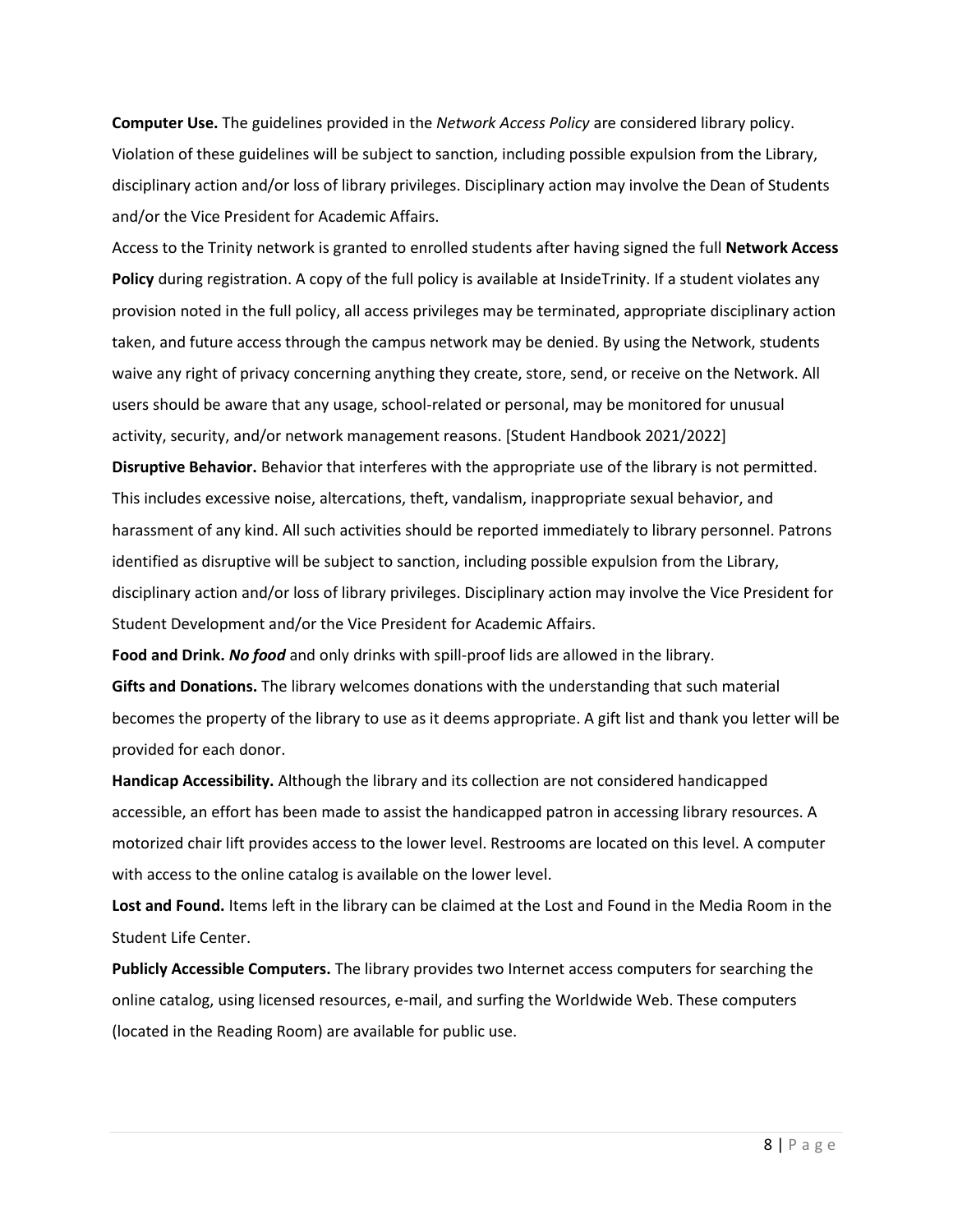**Computer Use.** The guidelines provided in the *Network Access Policy* are considered library policy. Violation of these guidelines will be subject to sanction, including possible expulsion from the Library, disciplinary action and/or loss of library privileges. Disciplinary action may involve the Dean of Students and/or the Vice President for Academic Affairs.

Access to the Trinity network is granted to enrolled students after having signed the full **Network Access Policy** during registration. A copy of the full policy is available at InsideTrinity. If a student violates any provision noted in the full policy, all access privileges may be terminated, appropriate disciplinary action taken, and future access through the campus network may be denied. By using the Network, students waive any right of privacy concerning anything they create, store, send, or receive on the Network. All users should be aware that any usage, school-related or personal, may be monitored for unusual activity, security, and/or network management reasons. [Student Handbook 2021/2022]

**Disruptive Behavior.** Behavior that interferes with the appropriate use of the library is not permitted. This includes excessive noise, altercations, theft, vandalism, inappropriate sexual behavior, and harassment of any kind. All such activities should be reported immediately to library personnel. Patrons identified as disruptive will be subject to sanction, including possible expulsion from the Library, disciplinary action and/or loss of library privileges. Disciplinary action may involve the Vice President for Student Development and/or the Vice President for Academic Affairs.

**Food and Drink.** ***No food*** and only drinks with spill-proof lids are allowed in the library.

**Gifts and Donations.** The library welcomes donations with the understanding that such material becomes the property of the library to use as it deems appropriate. A gift list and thank you letter will be provided for each donor.

**Handicap Accessibility.** Although the library and its collection are not considered handicapped accessible, an effort has been made to assist the handicapped patron in accessing library resources. A motorized chair lift provides access to the lower level. Restrooms are located on this level. A computer with access to the online catalog is available on the lower level.

**Lost and Found.** Items left in the library can be claimed at the Lost and Found in the Media Room in the Student Life Center.

**Publicly Accessible Computers.** The library provides two Internet access computers for searching the online catalog, using licensed resources, e-mail, and surfing the Worldwide Web. These computers (located in the Reading Room) are available for public use.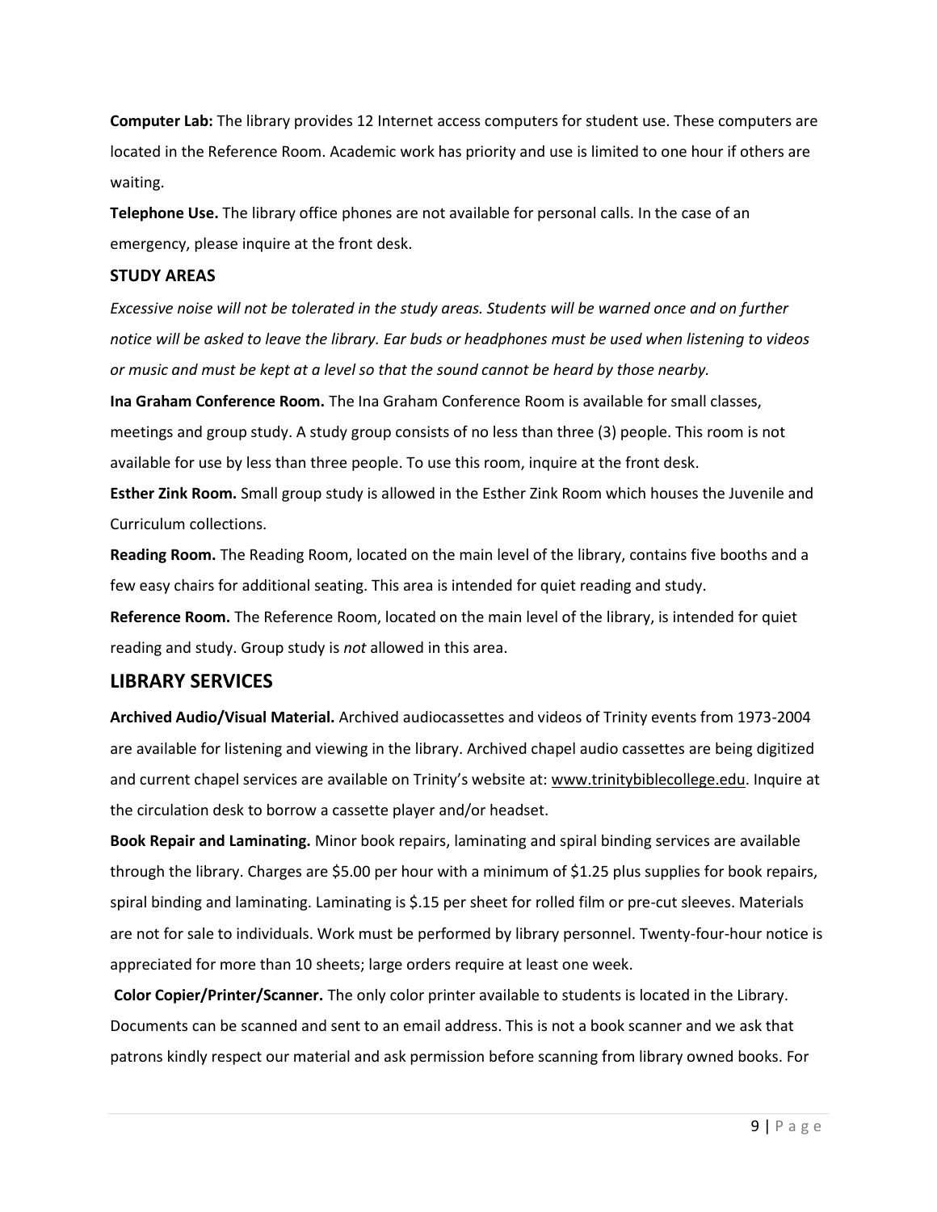**Computer Lab:** The library provides 12 Internet access computers for student use. These computers are located in the Reference Room. Academic work has priority and use is limited to one hour if others are waiting.

**Telephone Use.** The library office phones are not available for personal calls. In the case of an emergency, please inquire at the front desk.

### STUDY AREAS

*Excessive noise will not be tolerated in the study areas. Students will be warned once and on further notice will be asked to leave the library. Ear buds or headphones must be used when listening to videos or music and must be kept at a level so that the sound cannot be heard by those nearby.*

**Ina Graham Conference Room.** The Ina Graham Conference Room is available for small classes, meetings and group study. A study group consists of no less than three (3) people. This room is not available for use by less than three people. To use this room, inquire at the front desk.

**Esther Zink Room.** Small group study is allowed in the Esther Zink Room which houses the Juvenile and Curriculum collections.

**Reading Room.** The Reading Room, located on the main level of the library, contains five booths and a few easy chairs for additional seating. This area is intended for quiet reading and study.

**Reference Room.** The Reference Room, located on the main level of the library, is intended for quiet reading and study. Group study is *not* allowed in this area.

## LIBRARY SERVICES

**Archived Audio/Visual Material.** Archived audiocassettes and videos of Trinity events from 1973-2004 are available for listening and viewing in the library. Archived chapel audio cassettes are being digitized and current chapel services are available on Trinity's website at: www.trinitybiblecollege.edu. Inquire at the circulation desk to borrow a cassette player and/or headset.

**Book Repair and Laminating.** Minor book repairs, laminating and spiral binding services are available through the library. Charges are $5.00 per hour with a minimum of $1.25 plus supplies for book repairs, spiral binding and laminating. Laminating is $.15 per sheet for rolled film or pre-cut sleeves. Materials are not for sale to individuals. Work must be performed by library personnel. Twenty-four-hour notice is appreciated for more than 10 sheets; large orders require at least one week.

**Color Copier/Printer/Scanner.** The only color printer available to students is located in the Library. Documents can be scanned and sent to an email address. This is not a book scanner and we ask that patrons kindly respect our material and ask permission before scanning from library owned books. For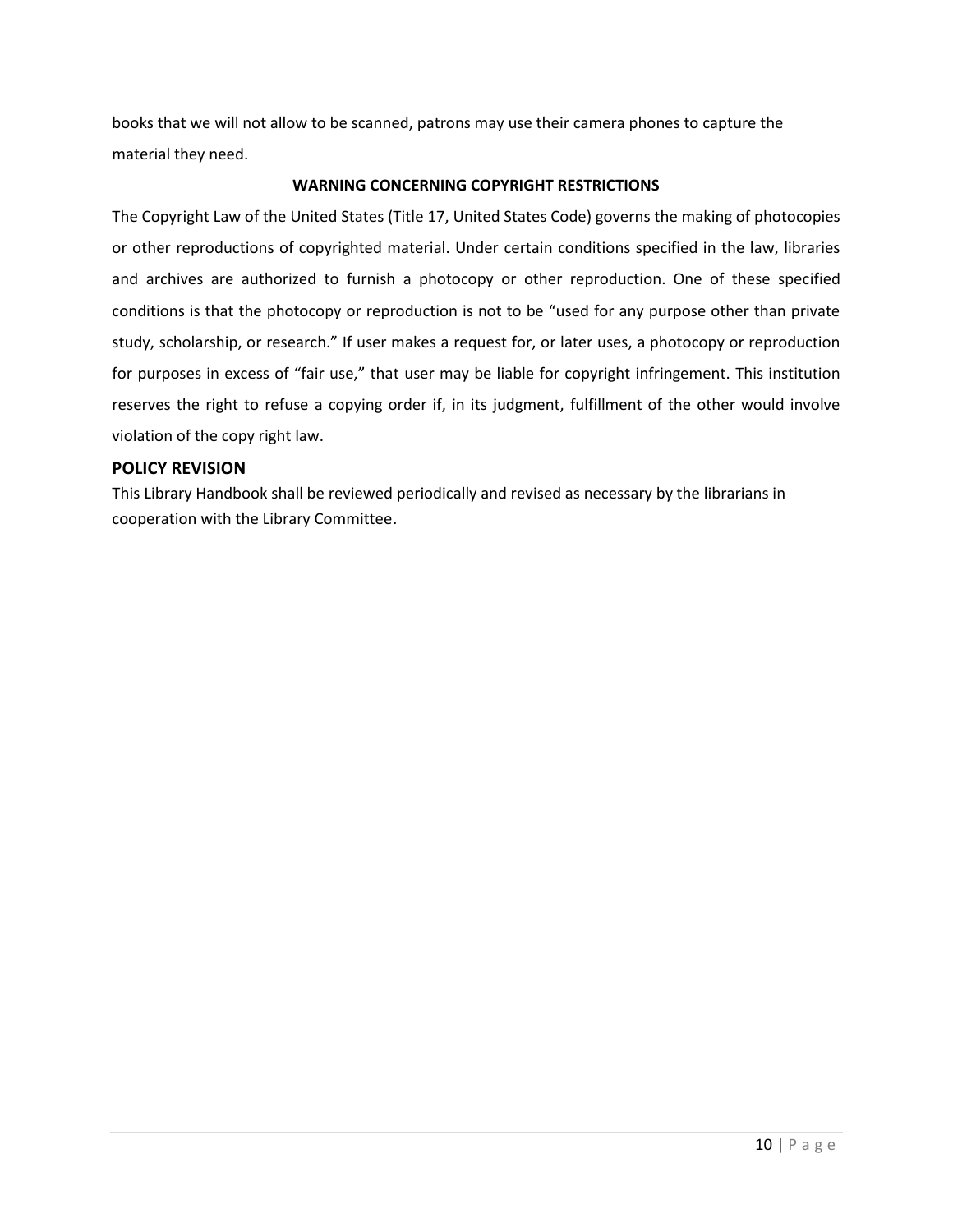books that we will not allow to be scanned, patrons may use their camera phones to capture the material they need.

**WARNING CONCERNING COPYRIGHT RESTRICTIONS**

The Copyright Law of the United States (Title 17, United States Code) governs the making of photocopies or other reproductions of copyrighted material. Under certain conditions specified in the law, libraries and archives are authorized to furnish a photocopy or other reproduction. One of these specified conditions is that the photocopy or reproduction is not to be "used for any purpose other than private study, scholarship, or research." If user makes a request for, or later uses, a photocopy or reproduction for purposes in excess of "fair use," that user may be liable for copyright infringement. This institution reserves the right to refuse a copying order if, in its judgment, fulfillment of the other would involve violation of the copy right law.

## POLICY REVISION

This Library Handbook shall be reviewed periodically and revised as necessary by the librarians in cooperation with the Library Committee.